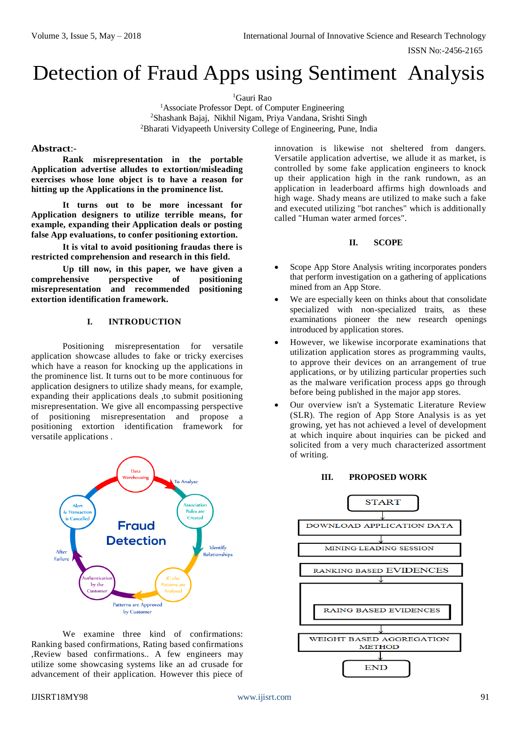# Detection of Fraud Apps using Sentiment Analysis

[1]Gauri Rao
[1]Associate Professor Dept. of Computer Engineering
[2]Shashank Bajaj, Nikhil Nigam, Priya Vandana, Srishti Singh
[2]Bharati Vidyapeeth University College of Engineering, Pune, India

**Abstract**:-

**Rank misrepresentation in the portable Application advertise alludes to extortion/misleading exercises whose lone object is to have a reason for hitting up the Applications in the prominence list.**

**It turns out to be more incessant for Application designers to utilize terrible means, for example, expanding their Application deals or posting false App evaluations, to confer positioning extortion.**

**It is vital to avoid positioning fraudas there is restricted comprehension and research in this field.**

**Up till now, in this paper, we have given a comprehensive perspective of positioning misrepresentation and recommended positioning extortion identification framework.**

## I. INTRODUCTION

Positioning misrepresentation for versatile application showcase alludes to fake or tricky exercises which have a reason for knocking up the applications in the prominence list. It turns out to be more continuous for application designers to utilize shady means, for example, expanding their applications deals ,to submit positioning misrepresentation. We give all encompassing perspective of positioning misrepresentation and propose a positioning extortion identification framework for versatile applications .

We examine three kind of confirmations: Ranking based confirmations, Rating based confirmations ,Review based confirmations.. A few engineers may utilize some showcasing systems like an ad crusade for advancement of their application. However this piece of innovation is likewise not sheltered from dangers. Versatile application advertise, we allude it as market, is controlled by some fake application engineers to knock up their application high in the rank rundown, as an application in leaderboard affirms high downloads and high wage. Shady means are utilized to make such a fake and executed utilizing "bot ranches" which is additionally called "Human water armed forces".

## II. SCOPE

- Scope App Store Analysis writing incorporates ponders that perform investigation on a gathering of applications mined from an App Store.
- We are especially keen on thinks about that consolidate specialized with non-specialized traits, as these examinations pioneer the new research openings introduced by application stores.
- However, we likewise incorporate examinations that utilization application stores as programming vaults, to approve their devices on an arrangement of true applications, or by utilizing particular properties such as the malware verification process apps go through before being published in the major app stores.
- Our overview isn't a Systematic Literature Review (SLR). The region of App Store Analysis is as yet growing, yet has not achieved a level of development at which inquire about inquiries can be picked and solicited from a very much characterized assortment of writing.

## III. PROPOSED WORK

START → DOWNLOAD APPLICATION DATA → MINING LEADING SESSION → RANKING BASED EVIDENCES → RAING BASED EVIDENCES → WEIGHT BASED AGGREGATION METHOD → END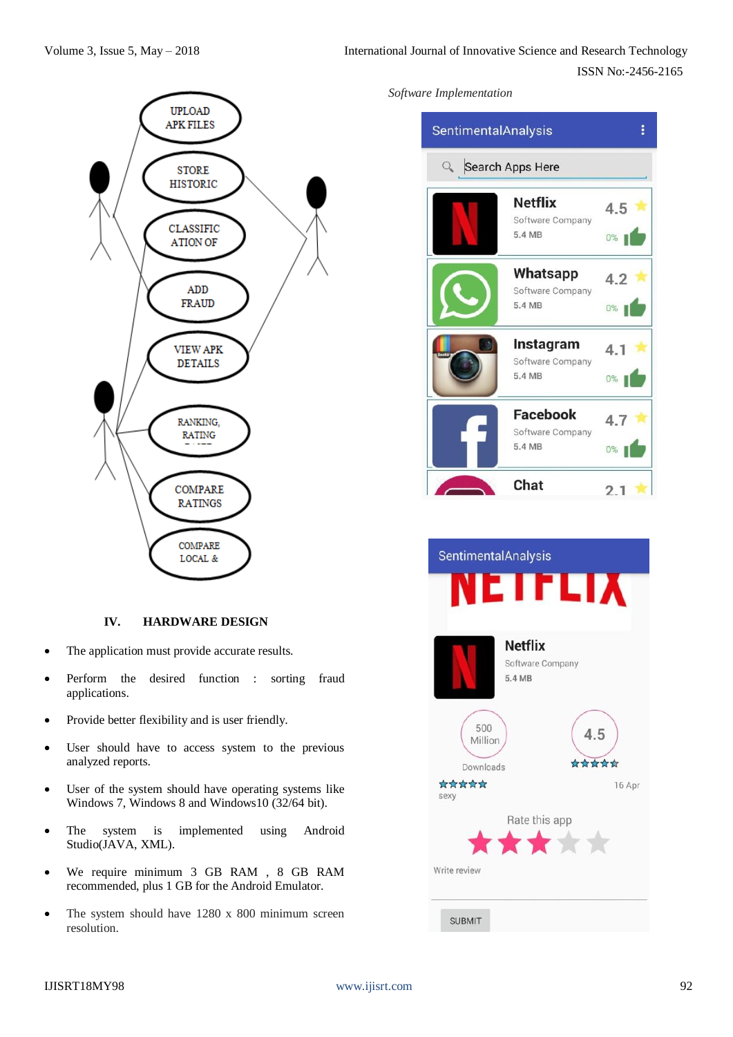*Software Implementation*

## IV. HARDWARE DESIGN

- The application must provide accurate results.
- Perform the desired function : sorting fraud applications.
- Provide better flexibility and is user friendly.
- User should have to access system to the previous analyzed reports.
- User of the system should have operating systems like Windows 7, Windows 8 and Windows10 (32/64 bit).
- The system is implemented using Android Studio(JAVA, XML).
- We require minimum 3 GB RAM , 8 GB RAM recommended, plus 1 GB for the Android Emulator.
- The system should have 1280 x 800 minimum screen resolution.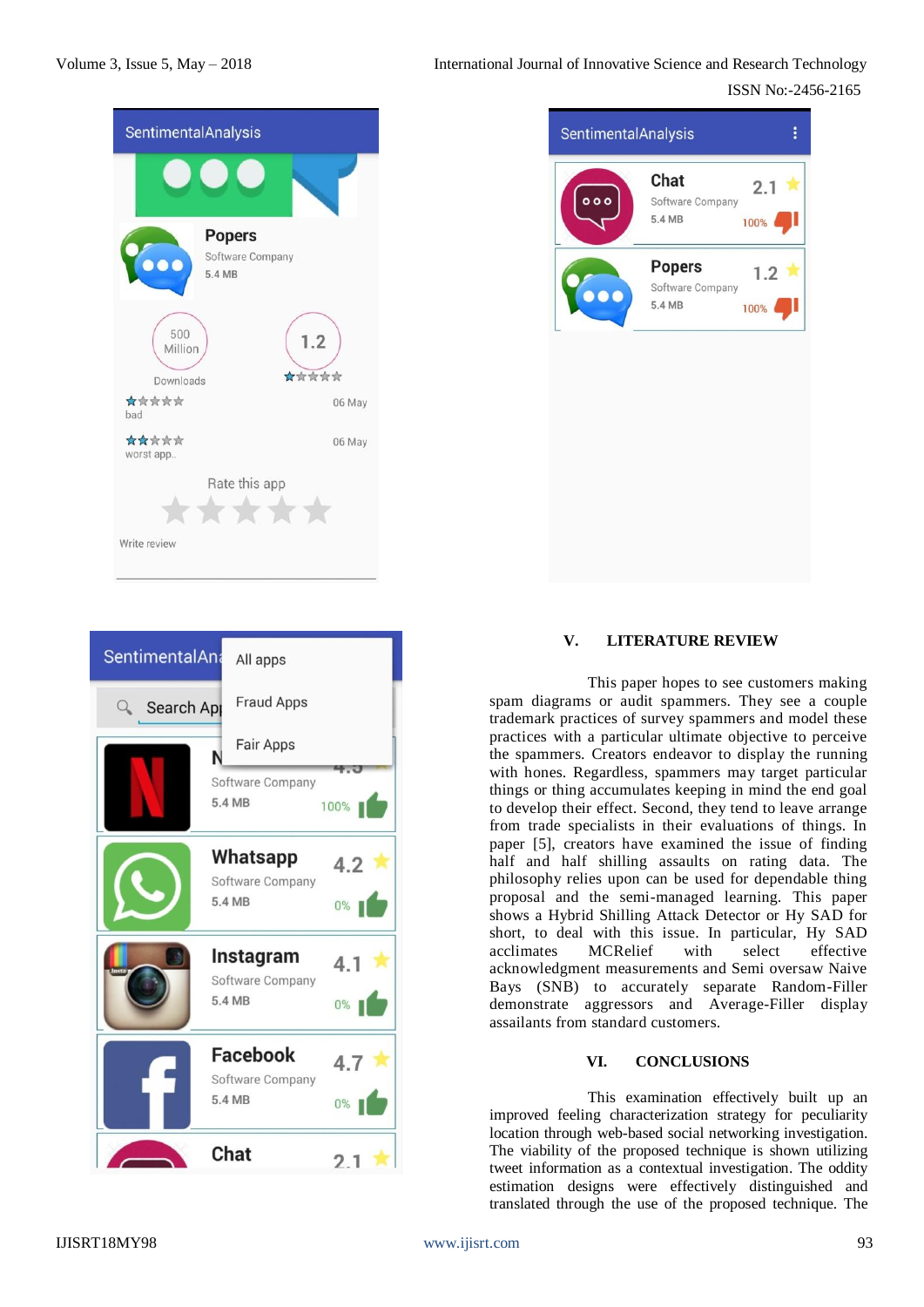## V. LITERATURE REVIEW

This paper hopes to see customers making spam diagrams or audit spammers. They see a couple trademark practices of survey spammers and model these practices with a particular ultimate objective to perceive the spammers. Creators endeavor to display the running with hones. Regardless, spammers may target particular things or thing accumulates keeping in mind the end goal to develop their effect. Second, they tend to leave arrange from trade specialists in their evaluations of things. In paper [5], creators have examined the issue of finding half and half shilling assaults on rating data. The philosophy relies upon can be used for dependable thing proposal and the semi-managed learning. This paper shows a Hybrid Shilling Attack Detector or Hy SAD for short, to deal with this issue. In particular, Hy SAD acclimates MCRelief with select effective acknowledgment measurements and Semi oversaw Naive Bays (SNB) to accurately separate Random-Filler demonstrate aggressors and Average-Filler display assailants from standard customers.

## VI. CONCLUSIONS

This examination effectively built up an improved feeling characterization strategy for peculiarity location through web-based social networking investigation. The viability of the proposed technique is shown utilizing tweet information as a contextual investigation. The oddity estimation designs were effectively distinguished and translated through the use of the proposed technique. The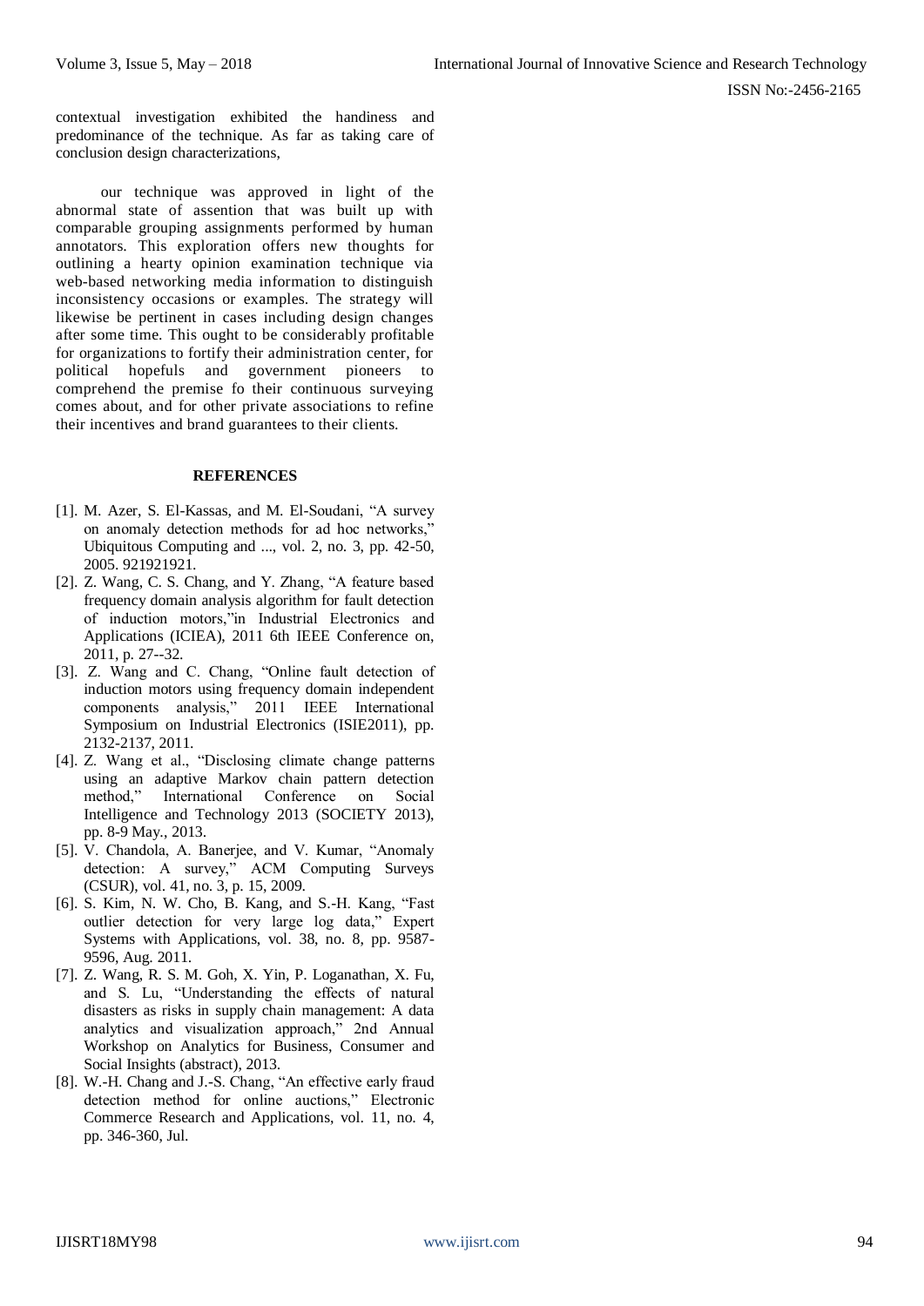contextual investigation exhibited the handiness and predominance of the technique. As far as taking care of conclusion design characterizations,

our technique was approved in light of the abnormal state of assention that was built up with comparable grouping assignments performed by human annotators. This exploration offers new thoughts for outlining a hearty opinion examination technique via web-based networking media information to distinguish inconsistency occasions or examples. The strategy will likewise be pertinent in cases including design changes after some time. This ought to be considerably profitable for organizations to fortify their administration center, for political hopefuls and government pioneers to comprehend the premise fo their continuous surveying comes about, and for other private associations to refine their incentives and brand guarantees to their clients.

## REFERENCES

[1]. M. Azer, S. El-Kassas, and M. El-Soudani, "A survey on anomaly detection methods for ad hoc networks," Ubiquitous Computing and ..., vol. 2, no. 3, pp. 42-50, 2005. 921921921.

[2]. Z. Wang, C. S. Chang, and Y. Zhang, "A feature based frequency domain analysis algorithm for fault detection of induction motors,"in Industrial Electronics and Applications (ICIEA), 2011 6th IEEE Conference on, 2011, p. 27--32.

[3]. Z. Wang and C. Chang, "Online fault detection of induction motors using frequency domain independent components analysis," 2011 IEEE International Symposium on Industrial Electronics (ISIE2011), pp. 2132-2137, 2011.

[4]. Z. Wang et al., "Disclosing climate change patterns using an adaptive Markov chain pattern detection method," International Conference on Social Intelligence and Technology 2013 (SOCIETY 2013), pp. 8-9 May., 2013.

[5]. V. Chandola, A. Banerjee, and V. Kumar, "Anomaly detection: A survey," ACM Computing Surveys (CSUR), vol. 41, no. 3, p. 15, 2009.

[6]. S. Kim, N. W. Cho, B. Kang, and S.-H. Kang, "Fast outlier detection for very large log data," Expert Systems with Applications, vol. 38, no. 8, pp. 9587-9596, Aug. 2011.

[7]. Z. Wang, R. S. M. Goh, X. Yin, P. Loganathan, X. Fu, and S. Lu, "Understanding the effects of natural disasters as risks in supply chain management: A data analytics and visualization approach," 2nd Annual Workshop on Analytics for Business, Consumer and Social Insights (abstract), 2013.

[8]. W.-H. Chang and J.-S. Chang, "An effective early fraud detection method for online auctions," Electronic Commerce Research and Applications, vol. 11, no. 4, pp. 346-360, Jul.